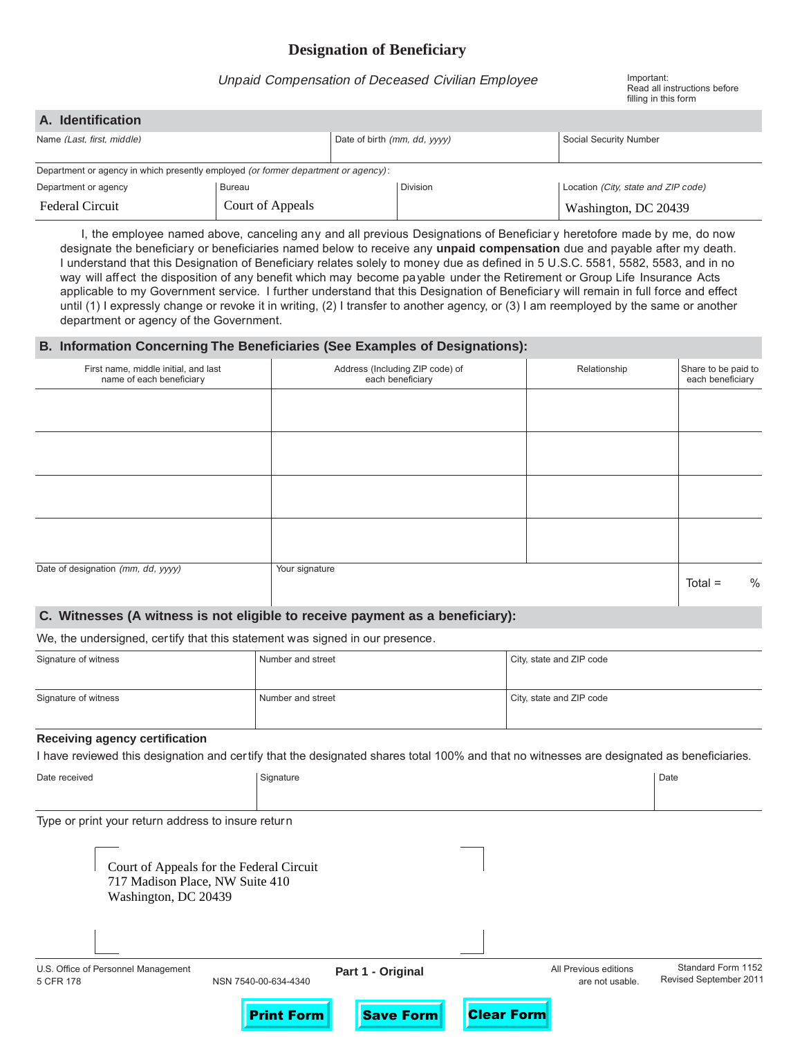# Designation of Beneficiary

*Unpaid Compensation of Deceased Civilian Employee*

Important:
Read all instructions before filling in this form

## A. Identification

| Name *(Last, first, middle)* | Date of birth *(mm, dd, yyyy)* | Social Security Number |
|---|---|---|
| | | |

Department or agency in which presently employed *(or former department or agency)*:

| Department or agency | Bureau | Division | Location *(City, state and ZIP code)* |
|---|---|---|---|
| Federal Circuit | Court of Appeals | | Washington, DC 20439 |

I, the employee named above, canceling any and all previous Designations of Beneficiary heretofore made by me, do now designate the beneficiary or beneficiaries named below to receive any **unpaid compensation** due and payable after my death. I understand that this Designation of Beneficiary relates solely to money due as defined in 5 U.S.C. 5581, 5582, 5583, and in no way will affect the disposition of any benefit which may become payable under the Retirement or Group Life Insurance Acts applicable to my Government service. I further understand that this Designation of Beneficiary will remain in full force and effect until (1) I expressly change or revoke it in writing, (2) I transfer to another agency, or (3) I am reemployed by the same or another department or agency of the Government.

## B. Information Concerning The Beneficiaries (See Examples of Designations):

| First name, middle initial, and last name of each beneficiary | Address (Including ZIP code) of each beneficiary | Relationship | Share to be paid to each beneficiary |
|---|---|---|---|
| | | | |
| | | | |
| | | | |
| | | | |
| Date of designation *(mm, dd, yyyy)* | Your signature | | Total = % |

## C. Witnesses (A witness is not eligible to receive payment as a beneficiary):

We, the undersigned, certify that this statement was signed in our presence.

| Signature of witness | Number and street | City, state and ZIP code |
|---|---|---|
| | | |
| Signature of witness | Number and street | City, state and ZIP code |
| | | |

### Receiving agency certification

I have reviewed this designation and certify that the designated shares total 100% and that no witnesses are designated as beneficiaries.

| Date received | Signature | Date |
|---|---|---|
| | | |

Type or print your return address to insure return

Court of Appeals for the Federal Circuit
717 Madison Place, NW Suite 410
Washington, DC 20439

U.S. Office of Personnel Management
5 CFR 178

NSN 7540-00-634-4340

**Part 1 - Original**

All Previous editions are not usable.

Standard Form 1152
Revised September 2011

Print Form | Save Form | Clear Form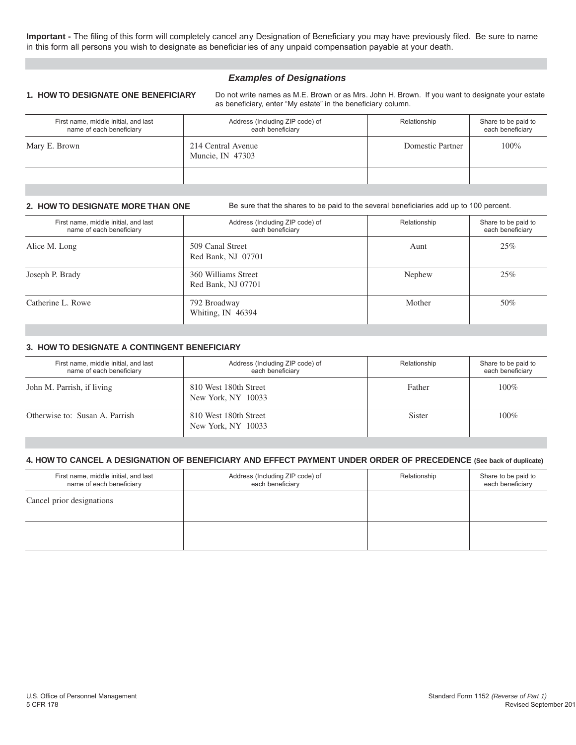**Important -** The filing of this form will completely cancel any Designation of Beneficiary you may have previously filed. Be sure to name in this form all persons you wish to designate as beneficiaries of any unpaid compensation payable at your death.

## *Examples of Designations*

### 1. HOW TO DESIGNATE ONE BENEFICIARY

Do not write names as M.E. Brown or as Mrs. John H. Brown. If you want to designate your estate as beneficiary, enter "My estate" in the beneficiary column.

| First name, middle initial, and last name of each beneficiary | Address (Including ZIP code) of each beneficiary | Relationship | Share to be paid to each beneficiary |
|---|---|---|---|
| Mary E. Brown | 214 Central Avenue Muncie, IN 47303 | Domestic Partner | 100% |
| | | | |

### 2. HOW TO DESIGNATE MORE THAN ONE

Be sure that the shares to be paid to the several beneficiaries add up to 100 percent.

| First name, middle initial, and last name of each beneficiary | Address (Including ZIP code) of each beneficiary | Relationship | Share to be paid to each beneficiary |
|---|---|---|---|
| Alice M. Long | 509 Canal Street Red Bank, NJ 07701 | Aunt | 25% |
| Joseph P. Brady | 360 Williams Street Red Bank, NJ 07701 | Nephew | 25% |
| Catherine L. Rowe | 792 Broadway Whiting, IN 46394 | Mother | 50% |

### 3. HOW TO DESIGNATE A CONTINGENT BENEFICIARY

| First name, middle initial, and last name of each beneficiary | Address (Including ZIP code) of each beneficiary | Relationship | Share to be paid to each beneficiary |
|---|---|---|---|
| John M. Parrish, if living | 810 West 180th Street New York, NY 10033 | Father | 100% |
| Otherwise to: Susan A. Parrish | 810 West 180th Street New York, NY 10033 | Sister | 100% |

### 4. HOW TO CANCEL A DESIGNATION OF BENEFICIARY AND EFFECT PAYMENT UNDER ORDER OF PRECEDENCE (See back of duplicate)

| First name, middle initial, and last name of each beneficiary | Address (Including ZIP code) of each beneficiary | Relationship | Share to be paid to each beneficiary |
|---|---|---|---|
| Cancel prior designations | | | |
| | | | |

U.S. Office of Personnel Management
5 CFR 178

Standard Form 1152 *(Reverse of Part 1)*
Revised September 201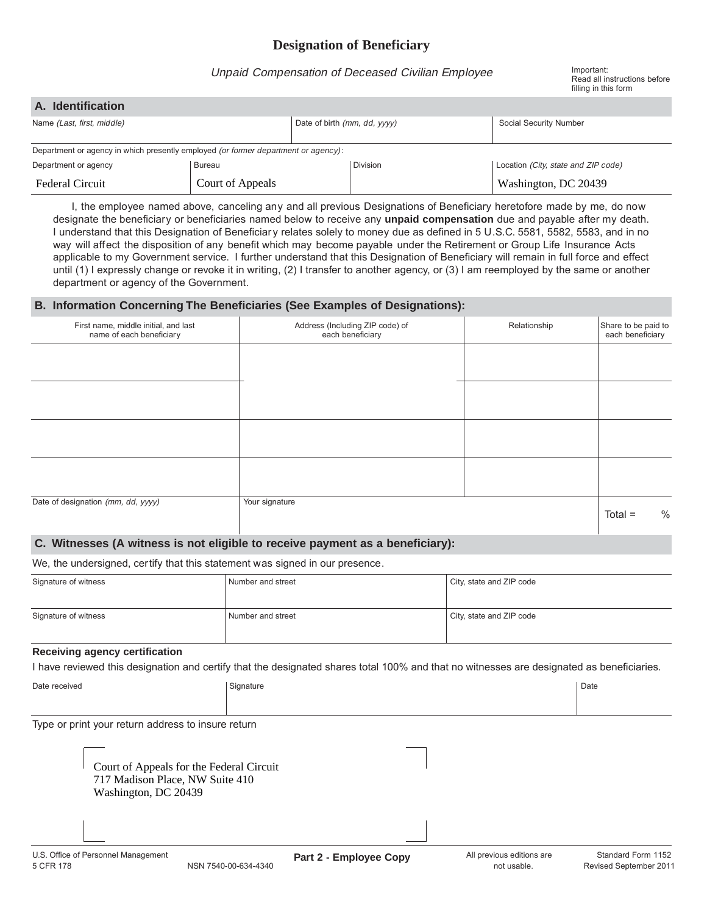# Designation of Beneficiary

*Unpaid Compensation of Deceased Civilian Employee*

Important:
Read all instructions before filling in this form

## A. Identification

| Name *(Last, first, middle)* | Date of birth *(mm, dd, yyyy)* | Social Security Number |
| --- | --- | --- |
| | | |

Department or agency in which presently employed *(or former department or agency)*:

| Department or agency | Bureau | Division | Location *(City, state and ZIP code)* |
| --- | --- | --- | --- |
| Federal Circuit | Court of Appeals | | Washington, DC 20439 |

I, the employee named above, canceling any and all previous Designations of Beneficiary heretofore made by me, do now designate the beneficiary or beneficiaries named below to receive any **unpaid compensation** due and payable after my death. I understand that this Designation of Beneficiary relates solely to money due as defined in 5 U.S.C. 5581, 5582, 5583, and in no way will affect the disposition of any benefit which may become payable under the Retirement or Group Life Insurance Acts applicable to my Government service. I further understand that this Designation of Beneficiary will remain in full force and effect until (1) I expressly change or revoke it in writing, (2) I transfer to another agency, or (3) I am reemployed by the same or another department or agency of the Government.

## B. Information Concerning The Beneficiaries (See Examples of Designations):

| First name, middle initial, and last name of each beneficiary | Address (Including ZIP code) of each beneficiary | Relationship | Share to be paid to each beneficiary |
| --- | --- | --- | --- |
| | | | |
| | | | |
| | | | |
| | | | |
| Date of designation *(mm, dd, yyyy)* | Your signature | | Total = % |

## C. Witnesses (A witness is not eligible to receive payment as a beneficiary):

We, the undersigned, certify that this statement was signed in our presence.

| Signature of witness | Number and street | City, state and ZIP code |
| --- | --- | --- |
| Signature of witness | Number and street | City, state and ZIP code |

**Receiving agency certification**

I have reviewed this designation and certify that the designated shares total 100% and that no witnesses are designated as beneficiaries.

| Date received | Signature | Date |
| --- | --- | --- |
| | | |

Type or print your return address to insure return

Court of Appeals for the Federal Circuit
717 Madison Place, NW Suite 410
Washington, DC 20439

U.S. Office of Personnel Management
5 CFR 178
NSN 7540-00-634-4340

**Part 2 - Employee Copy**

All previous editions are not usable.

Standard Form 1152
Revised September 2011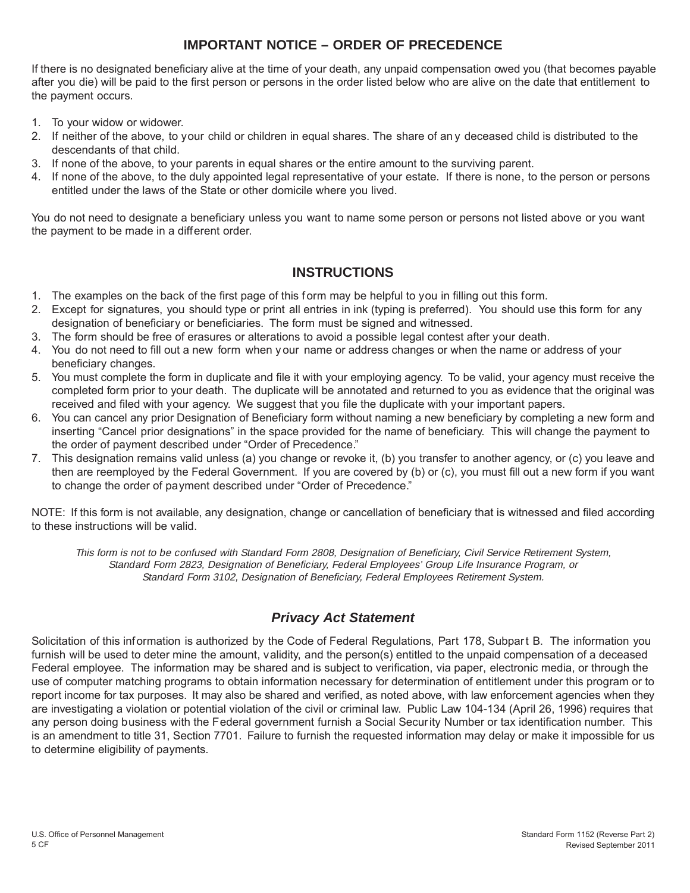## IMPORTANT NOTICE – ORDER OF PRECEDENCE

If there is no designated beneficiary alive at the time of your death, any unpaid compensation owed you (that becomes payable after you die) will be paid to the first person or persons in the order listed below who are alive on the date that entitlement to the payment occurs.

1. To your widow or widower.
2. If neither of the above, to your child or children in equal shares. The share of any deceased child is distributed to the descendants of that child.
3. If none of the above, to your parents in equal shares or the entire amount to the surviving parent.
4. If none of the above, to the duly appointed legal representative of your estate. If there is none, to the person or persons entitled under the laws of the State or other domicile where you lived.

You do not need to designate a beneficiary unless you want to name some person or persons not listed above or you want the payment to be made in a different order.

## INSTRUCTIONS

1. The examples on the back of the first page of this form may be helpful to you in filling out this form.
2. Except for signatures, you should type or print all entries in ink (typing is preferred). You should use this form for any designation of beneficiary or beneficiaries. The form must be signed and witnessed.
3. The form should be free of erasures or alterations to avoid a possible legal contest after your death.
4. You do not need to fill out a new form when your name or address changes or when the name or address of your beneficiary changes.
5. You must complete the form in duplicate and file it with your employing agency. To be valid, your agency must receive the completed form prior to your death. The duplicate will be annotated and returned to you as evidence that the original was received and filed with your agency. We suggest that you file the duplicate with your important papers.
6. You can cancel any prior Designation of Beneficiary form without naming a new beneficiary by completing a new form and inserting "Cancel prior designations" in the space provided for the name of beneficiary. This will change the payment to the order of payment described under "Order of Precedence."
7. This designation remains valid unless (a) you change or revoke it, (b) you transfer to another agency, or (c) you leave and then are reemployed by the Federal Government. If you are covered by (b) or (c), you must fill out a new form if you want to change the order of payment described under "Order of Precedence."

NOTE: If this form is not available, any designation, change or cancellation of beneficiary that is witnessed and filed according to these instructions will be valid.

*This form is not to be confused with Standard Form 2808, Designation of Beneficiary, Civil Service Retirement System, Standard Form 2823, Designation of Beneficiary, Federal Employees' Group Life Insurance Program, or Standard Form 3102, Designation of Beneficiary, Federal Employees Retirement System.*

## *Privacy Act Statement*

Solicitation of this information is authorized by the Code of Federal Regulations, Part 178, Subpart B. The information you furnish will be used to determine the amount, validity, and the person(s) entitled to the unpaid compensation of a deceased Federal employee. The information may be shared and is subject to verification, via paper, electronic media, or through the use of computer matching programs to obtain information necessary for determination of entitlement under this program or to report income for tax purposes. It may also be shared and verified, as noted above, with law enforcement agencies when they are investigating a violation or potential violation of the civil or criminal law. Public Law 104-134 (April 26, 1996) requires that any person doing business with the Federal government furnish a Social Security Number or tax identification number. This is an amendment to title 31, Section 7701. Failure to furnish the requested information may delay or make it impossible for us to determine eligibility of payments.

U.S. Office of Personnel Management
5 CF

Standard Form 1152 (Reverse Part 2)
Revised September 2011